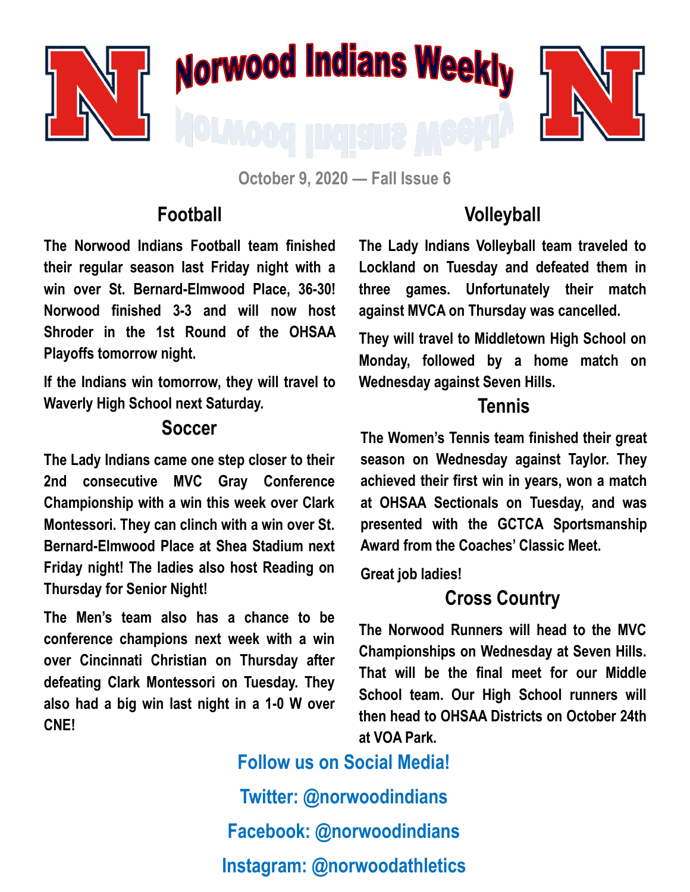# Norwood Indians Weekly

October 9, 2020 — Fall Issue 6

## Football

The Norwood Indians Football team finished their regular season last Friday night with a win over St. Bernard-Elmwood Place, 36-30! Norwood finished 3-3 and will now host Shroder in the 1st Round of the OHSAA Playoffs tomorrow night.

If the Indians win tomorrow, they will travel to Waverly High School next Saturday.

## Soccer

The Lady Indians came one step closer to their 2nd consecutive MVC Gray Conference Championship with a win this week over Clark Montessori. They can clinch with a win over St. Bernard-Elmwood Place at Shea Stadium next Friday night! The ladies also host Reading on Thursday for Senior Night!

The Men's team also has a chance to be conference champions next week with a win over Cincinnati Christian on Thursday after defeating Clark Montessori on Tuesday. They also had a big win last night in a 1-0 W over CNE!

## Volleyball

The Lady Indians Volleyball team traveled to Lockland on Tuesday and defeated them in three games. Unfortunately their match against MVCA on Thursday was cancelled.

They will travel to Middletown High School on Monday, followed by a home match on Wednesday against Seven Hills.

## Tennis

The Women's Tennis team finished their great season on Wednesday against Taylor. They achieved their first win in years, won a match at OHSAA Sectionals on Tuesday, and was presented with the GCTCA Sportsmanship Award from the Coaches' Classic Meet.

Great job ladies!

## Cross Country

The Norwood Runners will head to the MVC Championships on Wednesday at Seven Hills. That will be the final meet for our Middle School team. Our High School runners will then head to OHSAA Districts on October 24th at VOA Park.

**Follow us on Social Media!**

**Twitter: @norwoodindians**

**Facebook: @norwoodindians**

**Instagram: @norwoodathletics**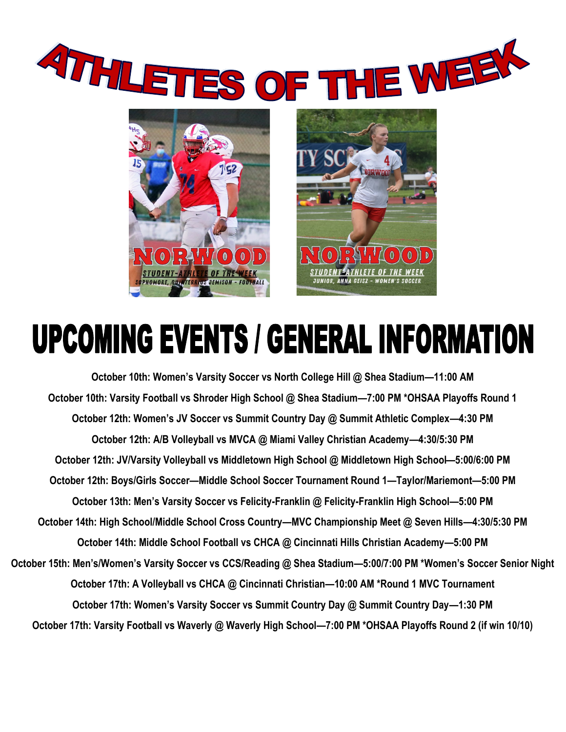# ATHLETES OF THE WEEK

NORWOOD
STUDENT-ATHLETE OF THE WEEK
SOPHOMORE, QUINTERRIUS JEMISON - FOOTBALL

NORWOOD
STUDENT-ATHLETE OF THE WEEK
JUNIOR, ANNA GEISZ - WOMEN'S SOCCER

# UPCOMING EVENTS / GENERAL INFORMATION

**October 10th: Women's Varsity Soccer vs North College Hill @ Shea Stadium—11:00 AM**

**October 10th: Varsity Football vs Shroder High School @ Shea Stadium—7:00 PM *OHSAA Playoffs Round 1**

**October 12th: Women's JV Soccer vs Summit Country Day @ Summit Athletic Complex—4:30 PM**

**October 12th: A/B Volleyball vs MVCA @ Miami Valley Christian Academy—4:30/5:30 PM**

**October 12th: JV/Varsity Volleyball vs Middletown High School @ Middletown High School—5:00/6:00 PM**

**October 12th: Boys/Girls Soccer—Middle School Soccer Tournament Round 1—Taylor/Mariemont—5:00 PM**

**October 13th: Men's Varsity Soccer vs Felicity-Franklin @ Felicity-Franklin High School—5:00 PM**

**October 14th: High School/Middle School Cross Country—MVC Championship Meet @ Seven Hills—4:30/5:30 PM**

**October 14th: Middle School Football vs CHCA @ Cincinnati Hills Christian Academy—5:00 PM**

**October 15th: Men's/Women's Varsity Soccer vs CCS/Reading @ Shea Stadium—5:00/7:00 PM *Women's Soccer Senior Night**

**October 17th: A Volleyball vs CHCA @ Cincinnati Christian—10:00 AM *Round 1 MVC Tournament**

**October 17th: Women's Varsity Soccer vs Summit Country Day @ Summit Country Day—1:30 PM**

**October 17th: Varsity Football vs Waverly @ Waverly High School—7:00 PM *OHSAA Playoffs Round 2 (if win 10/10)**